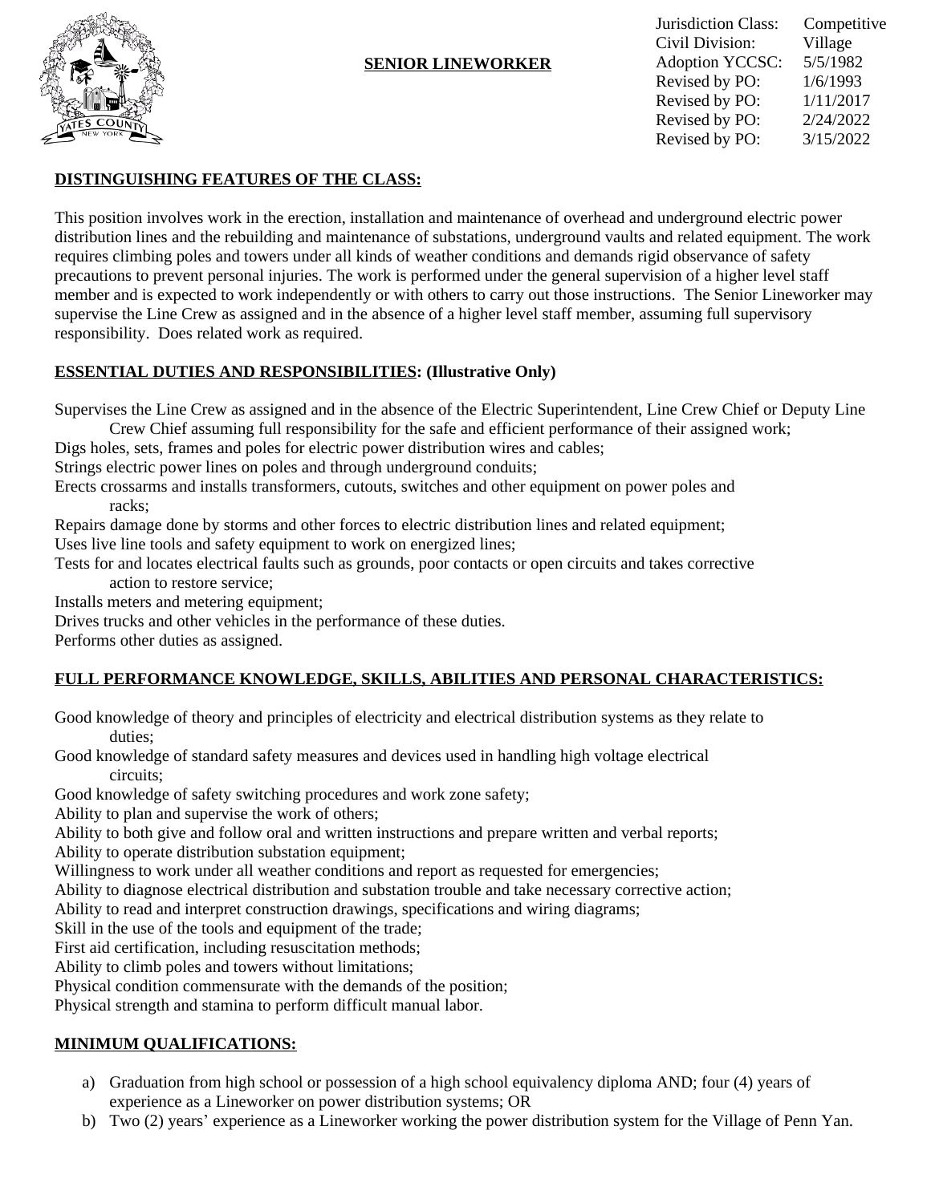# SENIOR LINEWORKER

| | |
|---|---|
| Jurisdiction Class: | Competitive |
| Civil Division: | Village |
| Adoption YCCSC: | 5/5/1982 |
| Revised by PO: | 1/6/1993 |
| Revised by PO: | 1/11/2017 |
| Revised by PO: | 2/24/2022 |
| Revised by PO: | 3/15/2022 |

## DISTINGUISHING FEATURES OF THE CLASS:

This position involves work in the erection, installation and maintenance of overhead and underground electric power distribution lines and the rebuilding and maintenance of substations, underground vaults and related equipment. The work requires climbing poles and towers under all kinds of weather conditions and demands rigid observance of safety precautions to prevent personal injuries. The work is performed under the general supervision of a higher level staff member and is expected to work independently or with others to carry out those instructions. The Senior Lineworker may supervise the Line Crew as assigned and in the absence of a higher level staff member, assuming full supervisory responsibility. Does related work as required.

## ESSENTIAL DUTIES AND RESPONSIBILITIES: (Illustrative Only)

Supervises the Line Crew as assigned and in the absence of the Electric Superintendent, Line Crew Chief or Deputy Line Crew Chief assuming full responsibility for the safe and efficient performance of their assigned work;
Digs holes, sets, frames and poles for electric power distribution wires and cables;
Strings electric power lines on poles and through underground conduits;
Erects crossarms and installs transformers, cutouts, switches and other equipment on power poles and racks;
Repairs damage done by storms and other forces to electric distribution lines and related equipment;
Uses live line tools and safety equipment to work on energized lines;
Tests for and locates electrical faults such as grounds, poor contacts or open circuits and takes corrective action to restore service;
Installs meters and metering equipment;
Drives trucks and other vehicles in the performance of these duties.
Performs other duties as assigned.

## FULL PERFORMANCE KNOWLEDGE, SKILLS, ABILITIES AND PERSONAL CHARACTERISTICS:

Good knowledge of theory and principles of electricity and electrical distribution systems as they relate to duties;
Good knowledge of standard safety measures and devices used in handling high voltage electrical circuits;
Good knowledge of safety switching procedures and work zone safety;
Ability to plan and supervise the work of others;
Ability to both give and follow oral and written instructions and prepare written and verbal reports;
Ability to operate distribution substation equipment;
Willingness to work under all weather conditions and report as requested for emergencies;
Ability to diagnose electrical distribution and substation trouble and take necessary corrective action;
Ability to read and interpret construction drawings, specifications and wiring diagrams;
Skill in the use of the tools and equipment of the trade;
First aid certification, including resuscitation methods;
Ability to climb poles and towers without limitations;
Physical condition commensurate with the demands of the position;
Physical strength and stamina to perform difficult manual labor.

## MINIMUM QUALIFICATIONS:

a) Graduation from high school or possession of a high school equivalency diploma AND; four (4) years of experience as a Lineworker on power distribution systems; OR
b) Two (2) years' experience as a Lineworker working the power distribution system for the Village of Penn Yan.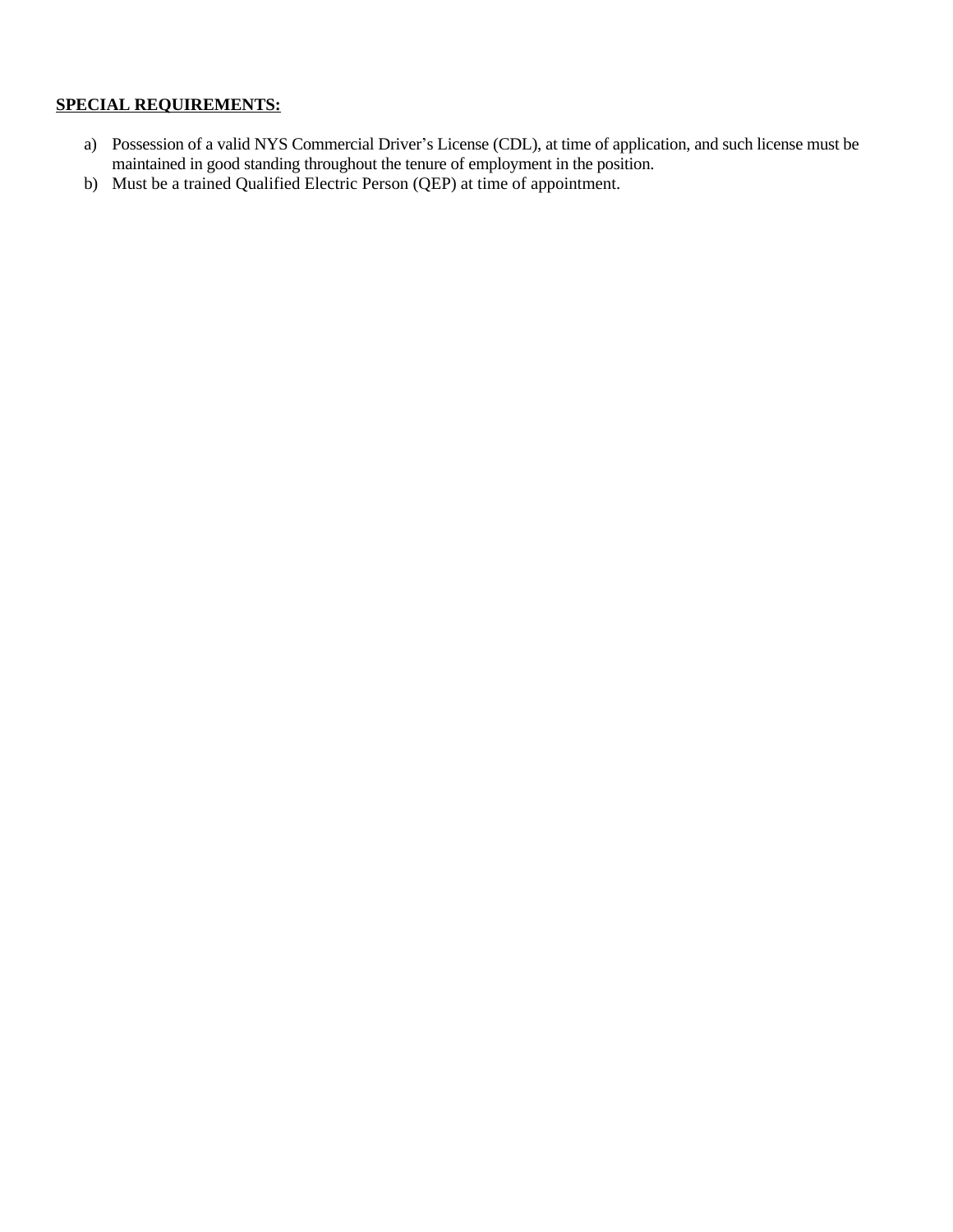**SPECIAL REQUIREMENTS:**

a) Possession of a valid NYS Commercial Driver's License (CDL), at time of application, and such license must be maintained in good standing throughout the tenure of employment in the position.
b) Must be a trained Qualified Electric Person (QEP) at time of appointment.